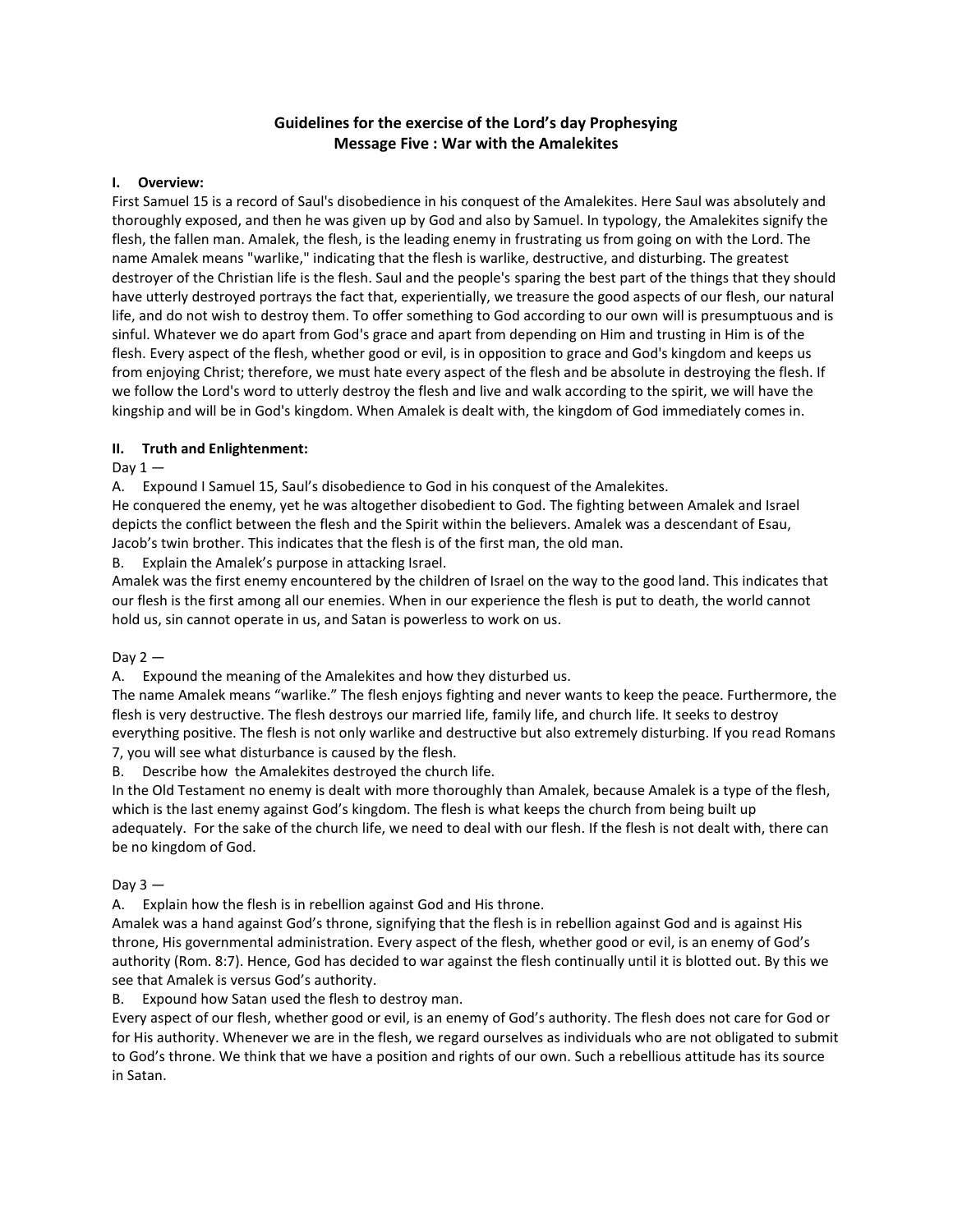# Guidelines for the exercise of the Lord's day Prophesying
## Message Five : War with the Amalekites

### I. Overview:

First Samuel 15 is a record of Saul's disobedience in his conquest of the Amalekites. Here Saul was absolutely and thoroughly exposed, and then he was given up by God and also by Samuel. In typology, the Amalekites signify the flesh, the fallen man. Amalek, the flesh, is the leading enemy in frustrating us from going on with the Lord. The name Amalek means "warlike," indicating that the flesh is warlike, destructive, and disturbing. The greatest destroyer of the Christian life is the flesh. Saul and the people's sparing the best part of the things that they should have utterly destroyed portrays the fact that, experientially, we treasure the good aspects of our flesh, our natural life, and do not wish to destroy them. To offer something to God according to our own will is presumptuous and is sinful. Whatever we do apart from God's grace and apart from depending on Him and trusting in Him is of the flesh. Every aspect of the flesh, whether good or evil, is in opposition to grace and God's kingdom and keeps us from enjoying Christ; therefore, we must hate every aspect of the flesh and be absolute in destroying the flesh. If we follow the Lord's word to utterly destroy the flesh and live and walk according to the spirit, we will have the kingship and will be in God's kingdom. When Amalek is dealt with, the kingdom of God immediately comes in.

### II. Truth and Enlightenment:

Day 1 —

A. Expound I Samuel 15, Saul's disobedience to God in his conquest of the Amalekites.

He conquered the enemy, yet he was altogether disobedient to God. The fighting between Amalek and Israel depicts the conflict between the flesh and the Spirit within the believers. Amalek was a descendant of Esau, Jacob's twin brother. This indicates that the flesh is of the first man, the old man.

B. Explain the Amalek's purpose in attacking Israel.

Amalek was the first enemy encountered by the children of Israel on the way to the good land. This indicates that our flesh is the first among all our enemies. When in our experience the flesh is put to death, the world cannot hold us, sin cannot operate in us, and Satan is powerless to work on us.

Day 2 —

A. Expound the meaning of the Amalekites and how they disturbed us.

The name Amalek means "warlike." The flesh enjoys fighting and never wants to keep the peace. Furthermore, the flesh is very destructive. The flesh destroys our married life, family life, and church life. It seeks to destroy everything positive. The flesh is not only warlike and destructive but also extremely disturbing. If you read Romans 7, you will see what disturbance is caused by the flesh.

B. Describe how the Amalekites destroyed the church life.

In the Old Testament no enemy is dealt with more thoroughly than Amalek, because Amalek is a type of the flesh, which is the last enemy against God's kingdom. The flesh is what keeps the church from being built up adequately. For the sake of the church life, we need to deal with our flesh. If the flesh is not dealt with, there can be no kingdom of God.

Day 3 —

A. Explain how the flesh is in rebellion against God and His throne.

Amalek was a hand against God's throne, signifying that the flesh is in rebellion against God and is against His throne, His governmental administration. Every aspect of the flesh, whether good or evil, is an enemy of God's authority (Rom. 8:7). Hence, God has decided to war against the flesh continually until it is blotted out. By this we see that Amalek is versus God's authority.

B. Expound how Satan used the flesh to destroy man.

Every aspect of our flesh, whether good or evil, is an enemy of God's authority. The flesh does not care for God or for His authority. Whenever we are in the flesh, we regard ourselves as individuals who are not obligated to submit to God's throne. We think that we have a position and rights of our own. Such a rebellious attitude has its source in Satan.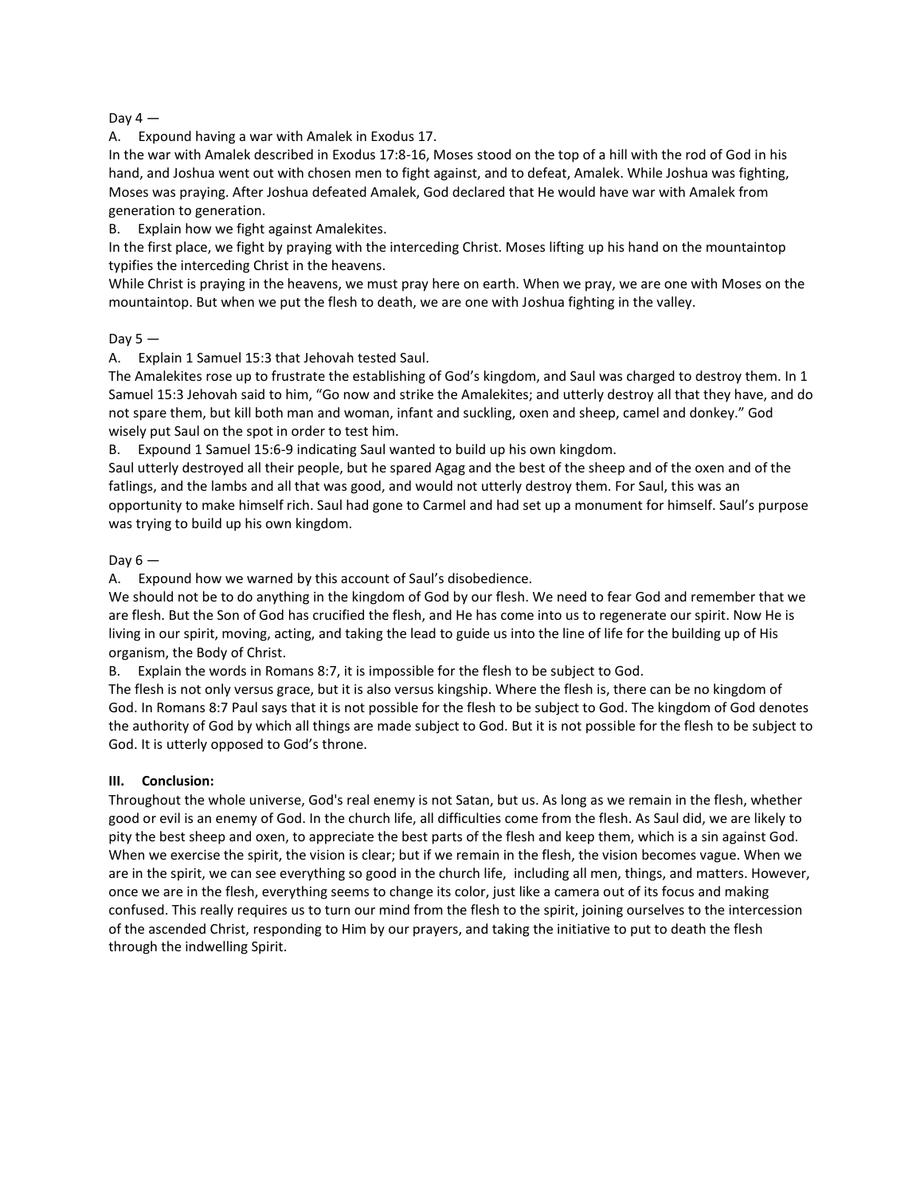Day 4 —

A. Expound having a war with Amalek in Exodus 17.

In the war with Amalek described in Exodus 17:8-16, Moses stood on the top of a hill with the rod of God in his hand, and Joshua went out with chosen men to fight against, and to defeat, Amalek. While Joshua was fighting, Moses was praying. After Joshua defeated Amalek, God declared that He would have war with Amalek from generation to generation.

B. Explain how we fight against Amalekites.

In the first place, we fight by praying with the interceding Christ. Moses lifting up his hand on the mountaintop typifies the interceding Christ in the heavens.

While Christ is praying in the heavens, we must pray here on earth. When we pray, we are one with Moses on the mountaintop. But when we put the flesh to death, we are one with Joshua fighting in the valley.

Day 5 —

A. Explain 1 Samuel 15:3 that Jehovah tested Saul.

The Amalekites rose up to frustrate the establishing of God's kingdom, and Saul was charged to destroy them. In 1 Samuel 15:3 Jehovah said to him, "Go now and strike the Amalekites; and utterly destroy all that they have, and do not spare them, but kill both man and woman, infant and suckling, oxen and sheep, camel and donkey." God wisely put Saul on the spot in order to test him.

B. Expound 1 Samuel 15:6-9 indicating Saul wanted to build up his own kingdom.

Saul utterly destroyed all their people, but he spared Agag and the best of the sheep and of the oxen and of the fatlings, and the lambs and all that was good, and would not utterly destroy them. For Saul, this was an opportunity to make himself rich. Saul had gone to Carmel and had set up a monument for himself. Saul's purpose was trying to build up his own kingdom.

Day 6 —

A. Expound how we warned by this account of Saul's disobedience.

We should not be to do anything in the kingdom of God by our flesh. We need to fear God and remember that we are flesh. But the Son of God has crucified the flesh, and He has come into us to regenerate our spirit. Now He is living in our spirit, moving, acting, and taking the lead to guide us into the line of life for the building up of His organism, the Body of Christ.

B. Explain the words in Romans 8:7, it is impossible for the flesh to be subject to God.

The flesh is not only versus grace, but it is also versus kingship. Where the flesh is, there can be no kingdom of God. In Romans 8:7 Paul says that it is not possible for the flesh to be subject to God. The kingdom of God denotes the authority of God by which all things are made subject to God. But it is not possible for the flesh to be subject to God. It is utterly opposed to God's throne.

**III. Conclusion:**

Throughout the whole universe, God's real enemy is not Satan, but us. As long as we remain in the flesh, whether good or evil is an enemy of God. In the church life, all difficulties come from the flesh. As Saul did, we are likely to pity the best sheep and oxen, to appreciate the best parts of the flesh and keep them, which is a sin against God. When we exercise the spirit, the vision is clear; but if we remain in the flesh, the vision becomes vague. When we are in the spirit, we can see everything so good in the church life, including all men, things, and matters. However, once we are in the flesh, everything seems to change its color, just like a camera out of its focus and making confused. This really requires us to turn our mind from the flesh to the spirit, joining ourselves to the intercession of the ascended Christ, responding to Him by our prayers, and taking the initiative to put to death the flesh through the indwelling Spirit.